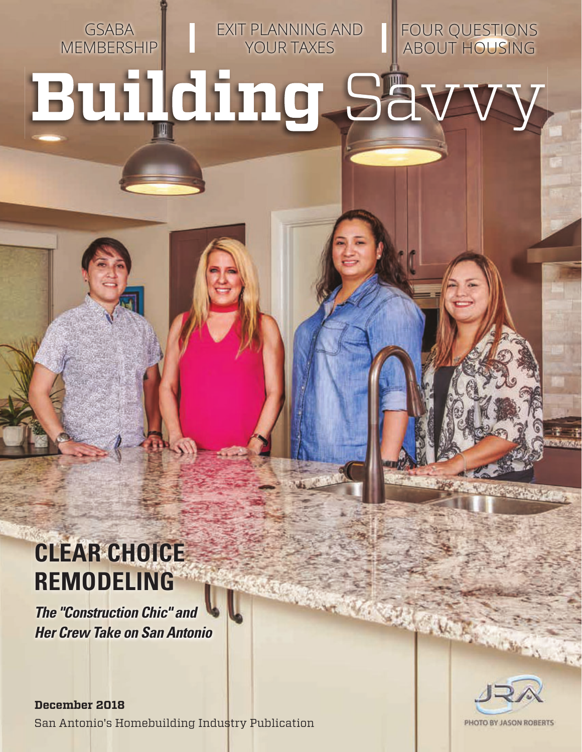GSABA MEMBERSHIP | EXIT PLANNING AND YOUR TAXES | FOUR QUESTIONS ABOUT HOUSING

# Building Savvy

## CLEAR CHOICE REMODELING

***The "Construction Chic" and Her Crew Take on San Antonio***

**December 2018**

San Antonio's Homebuilding Industry Publication

JRA

PHOTO BY JASON ROBERTS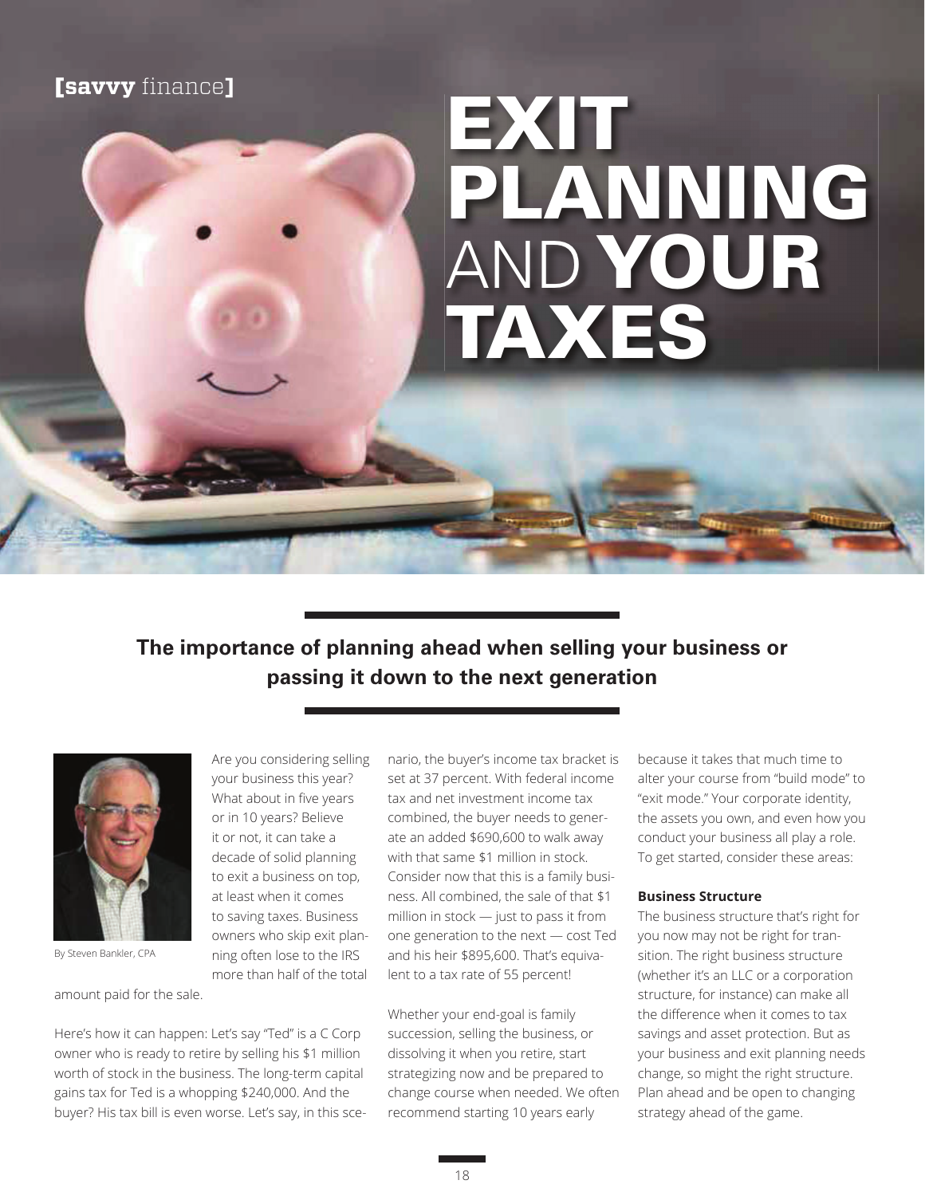[savvy finance]

# EXIT PLANNING AND YOUR TAXES

**The importance of planning ahead when selling your business or passing it down to the next generation**

By Steven Bankler, CPA

Are you considering selling your business this year? What about in five years or in 10 years? Believe it or not, it can take a decade of solid planning to exit a business on top, at least when it comes to saving taxes. Business owners who skip exit planning often lose to the IRS more than half of the total amount paid for the sale.

Here's how it can happen: Let's say "Ted" is a C Corp owner who is ready to retire by selling his $1 million worth of stock in the business. The long-term capital gains tax for Ted is a whopping $240,000. And the buyer? His tax bill is even worse. Let's say, in this scenario, the buyer's income tax bracket is set at 37 percent. With federal income tax and net investment income tax combined, the buyer needs to generate an added $690,600 to walk away with that same $1 million in stock. Consider now that this is a family business. All combined, the sale of that $1 million in stock — just to pass it from one generation to the next — cost Ted and his heir $895,600. That's equivalent to a tax rate of 55 percent!

Whether your end-goal is family succession, selling the business, or dissolving it when you retire, start strategizing now and be prepared to change course when needed. We often recommend starting 10 years early because it takes that much time to alter your course from "build mode" to "exit mode." Your corporate identity, the assets you own, and even how you conduct your business all play a role. To get started, consider these areas:

**Business Structure**

The business structure that's right for you now may not be right for transition. The right business structure (whether it's an LLC or a corporation structure, for instance) can make all the difference when it comes to tax savings and asset protection. But as your business and exit planning needs change, so might the right structure. Plan ahead and be open to changing strategy ahead of the game.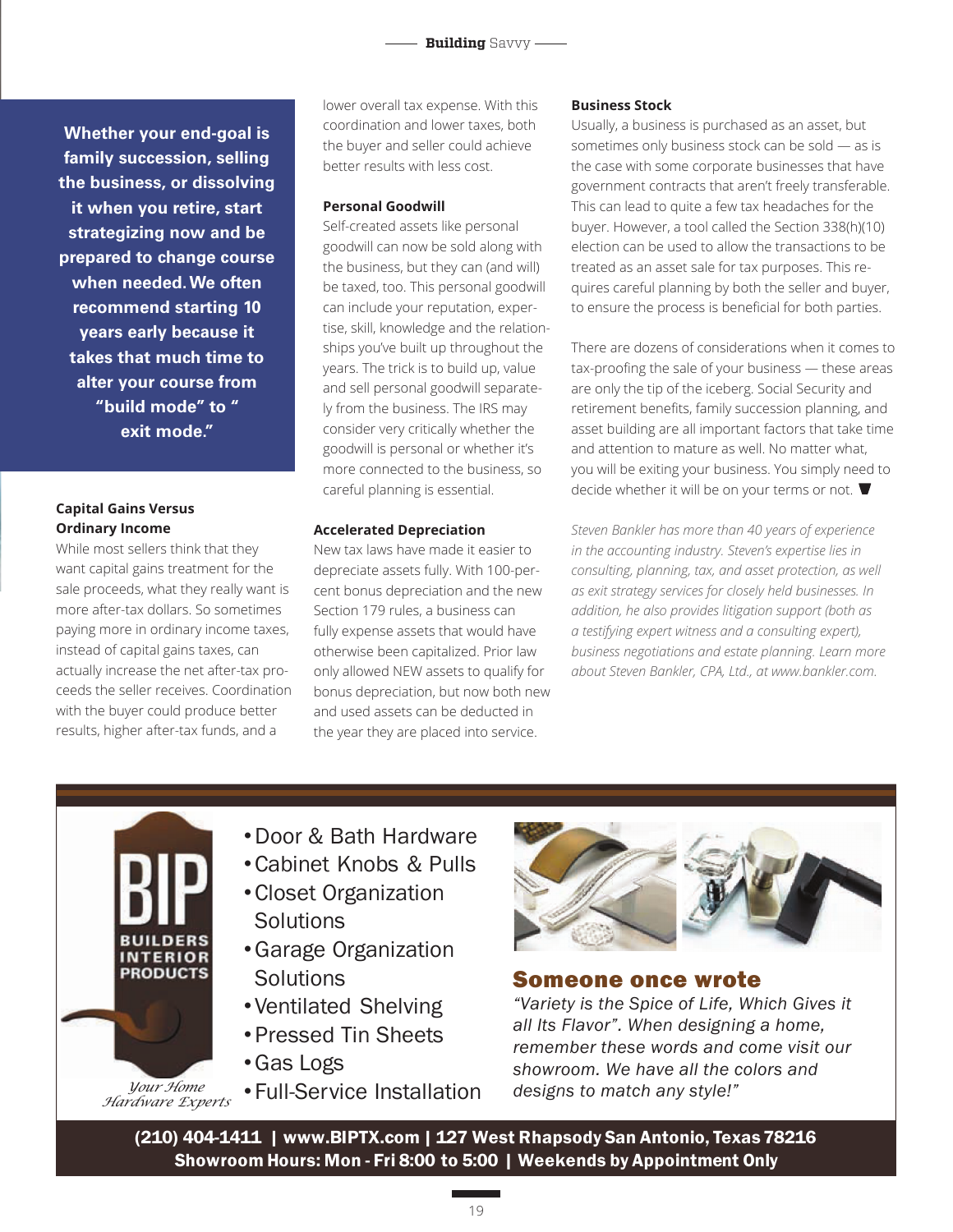> **Whether your end-goal is family succession, selling the business, or dissolving it when you retire, start strategizing now and be prepared to change course when needed. We often recommend starting 10 years early because it takes that much time to alter your course from "build mode" to " exit mode."**

### Capital Gains Versus Ordinary Income

While most sellers think that they want capital gains treatment for the sale proceeds, what they really want is more after-tax dollars. So sometimes paying more in ordinary income taxes, instead of capital gains taxes, can actually increase the net after-tax proceeds the seller receives. Coordination with the buyer could produce better results, higher after-tax funds, and a lower overall tax expense. With this coordination and lower taxes, both the buyer and seller could achieve better results with less cost.

### Personal Goodwill

Self-created assets like personal goodwill can now be sold along with the business, but they can (and will) be taxed, too. This personal goodwill can include your reputation, expertise, skill, knowledge and the relationships you've built up throughout the years. The trick is to build up, value and sell personal goodwill separately from the business. The IRS may consider very critically whether the goodwill is personal or whether it's more connected to the business, so careful planning is essential.

### Accelerated Depreciation

New tax laws have made it easier to depreciate assets fully. With 100-percent bonus depreciation and the new Section 179 rules, a business can fully expense assets that would have otherwise been capitalized. Prior law only allowed NEW assets to qualify for bonus depreciation, but now both new and used assets can be deducted in the year they are placed into service.

### Business Stock

Usually, a business is purchased as an asset, but sometimes only business stock can be sold — as is the case with some corporate businesses that have government contracts that aren't freely transferable. This can lead to quite a few tax headaches for the buyer. However, a tool called the Section 338(h)(10) election can be used to allow the transactions to be treated as an asset sale for tax purposes. This requires careful planning by both the seller and buyer, to ensure the process is beneficial for both parties.

There are dozens of considerations when it comes to tax-proofing the sale of your business — these areas are only the tip of the iceberg. Social Security and retirement benefits, family succession planning, and asset building are all important factors that take time and attention to mature as well. No matter what, you will be exiting your business. You simply need to decide whether it will be on your terms or not.

*Steven Bankler has more than 40 years of experience in the accounting industry. Steven's expertise lies in consulting, planning, tax, and asset protection, as well as exit strategy services for closely held businesses. In addition, he also provides litigation support (both as a testifying expert witness and a consulting expert), business negotiations and estate planning. Learn more about Steven Bankler, CPA, Ltd., at www.bankler.com.*

---

**BIP BUILDERS INTERIOR PRODUCTS**

*Your Home Hardware Experts*

- Door & Bath Hardware
- Cabinet Knobs & Pulls
- Closet Organization Solutions
- Garage Organization Solutions
- Ventilated Shelving
- Pressed Tin Sheets
- Gas Logs
- Full-Service Installation

**Someone once wrote**

*"Variety is the Spice of Life, Which Gives it all Its Flavor". When designing a home, remember these words and come visit our showroom. We have all the colors and designs to match any style!"*

**(210) 404-1411 | www.BIPTX.com | 127 West Rhapsody San Antonio, Texas 78216**
**Showroom Hours: Mon - Fri 8:00 to 5:00 | Weekends by Appointment Only**